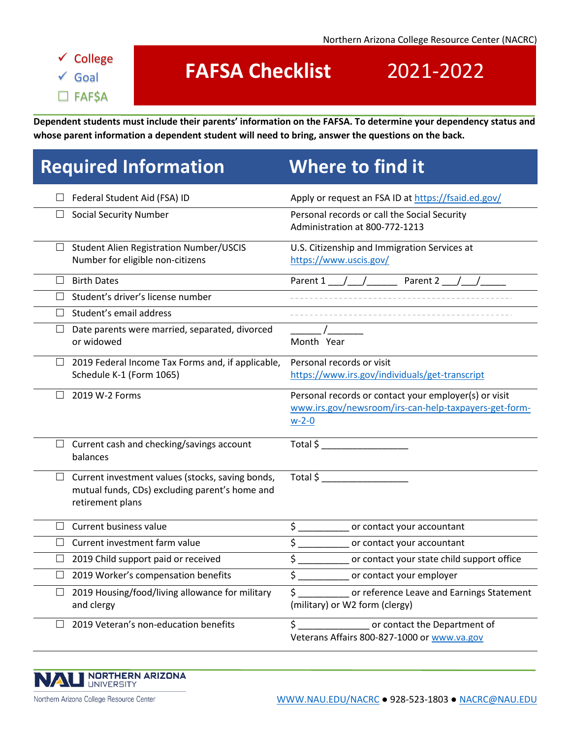Northern Arizona College Resource Center (NACRC)

✓ College
✓ Goal
☐ FAF$A

# FAFSA Checklist 2021-2022

**Dependent students must include their parents' information on the FAFSA. To determine your dependency status and whose parent information a dependent student will need to bring, answer the questions on the back.**

| Required Information | Where to find it |
|---|---|
| ☐ Federal Student Aid (FSA) ID | Apply or request an FSA ID at https://fsaid.ed.gov/ |
| ☐ Social Security Number | Personal records or call the Social Security Administration at 800-772-1213 |
| ☐ Student Alien Registration Number/USCIS Number for eligible non-citizens | U.S. Citizenship and Immigration Services at https://www.uscis.gov/ |
| ☐ Birth Dates | Parent 1 ___/___/______ Parent 2 ___/___/_____ |
| ☐ Student's driver's license number | ---------------------------------------------- |
| ☐ Student's email address | ---------------------------------------------- |
| ☐ Date parents were married, separated, divorced or widowed | ______ /_______ Month Year |
| ☐ 2019 Federal Income Tax Forms and, if applicable, Schedule K-1 (Form 1065) | Personal records or visit https://www.irs.gov/individuals/get-transcript |
| ☐ 2019 W-2 Forms | Personal records or contact your employer(s) or visit www.irs.gov/newsroom/irs-can-help-taxpayers-get-form-w-2-0 |
| ☐ Current cash and checking/savings account balances | Total $ _________________ |
| ☐ Current investment values (stocks, saving bonds, mutual funds, CDs) excluding parent's home and retirement plans | Total $ _________________ |
| ☐ Current business value | $ __________ or contact your accountant |
| ☐ Current investment farm value | $ __________ or contact your accountant |
| ☐ 2019 Child support paid or received | $ __________ or contact your state child support office |
| ☐ 2019 Worker's compensation benefits | $ __________ or contact your employer |
| ☐ 2019 Housing/food/living allowance for military and clergy | $ __________ or reference Leave and Earnings Statement (military) or W2 form (clergy) |
| ☐ 2019 Veteran's non-education benefits | $ ______________ or contact the Department of Veterans Affairs 800-827-1000 or www.va.gov |

NAU NORTHERN ARIZONA UNIVERSITY
Northern Arizona College Resource Center

WWW.NAU.EDU/NACRC ● 928-523-1803 ● NACRC@NAU.EDU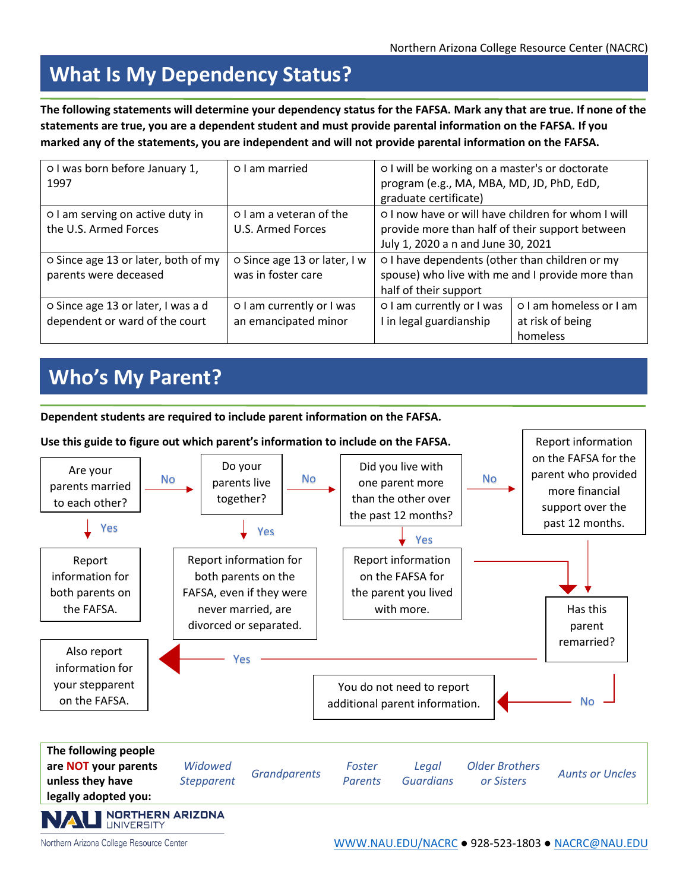## What Is My Dependency Status?

**The following statements will determine your dependency status for the FAFSA. Mark any that are true. If none of the statements are true, you are a dependent student and must provide parental information on the FAFSA. If you marked any of the statements, you are independent and will not provide parental information on the FAFSA.**

| | | | |
|---|---|---|---|
| o I was born before January 1, 1997 | o I am married | o I will be working on a master's or doctorate program (e.g., MA, MBA, MD, JD, PhD, EdD, graduate certificate) | |
| o I am serving on active duty in the U.S. Armed Forces | o I am a veteran of the U.S. Armed Forces | o I now have or will have children for whom I will provide more than half of their support between July 1, 2020 a n and June 30, 2021 | |
| o Since age 13 or later, both of my parents were deceased | o Since age 13 or later, I w was in foster care | o I have dependents (other than children or my spouse) who live with me and I provide more than half of their support | |
| o Since age 13 or later, I was a d dependent or ward of the court | o I am currently or I was an emancipated minor | o I am currently or I was I in legal guardianship | o I am homeless or I am at risk of being homeless |

## Who's My Parent?

**Dependent students are required to include parent information on the FAFSA.**

**Use this guide to figure out which parent's information to include on the FAFSA.**

Are your parents married to each other?
No
Yes
Report information for both parents on the FAFSA.

Do your parents live together?
No
Yes
Report information for both parents on the FAFSA, even if they were never married, are divorced or separated.

Did you live with one parent more than the other over the past 12 months?
No
Yes
Report information on the FAFSA for the parent you lived with more.

Report information on the FAFSA for the parent who provided more financial support over the past 12 months.

Has this parent remarried?
Yes
Also report information for your stepparent on the FAFSA.
No
You do not need to report additional parent information.

| | | | | | | |
|---|---|---|---|---|---|---|
| **The following people are NOT your parents unless they have legally adopted you:** | *Widowed Stepparent* | *Grandparents* | *Foster Parents* | *Legal Guardians* | *Older Brothers or Sisters* | *Aunts or Uncles* |

NAU NORTHERN ARIZONA UNIVERSITY

Northern Arizona College Resource Center

WWW.NAU.EDU/NACRC ● 928-523-1803 ● NACRC@NAU.EDU